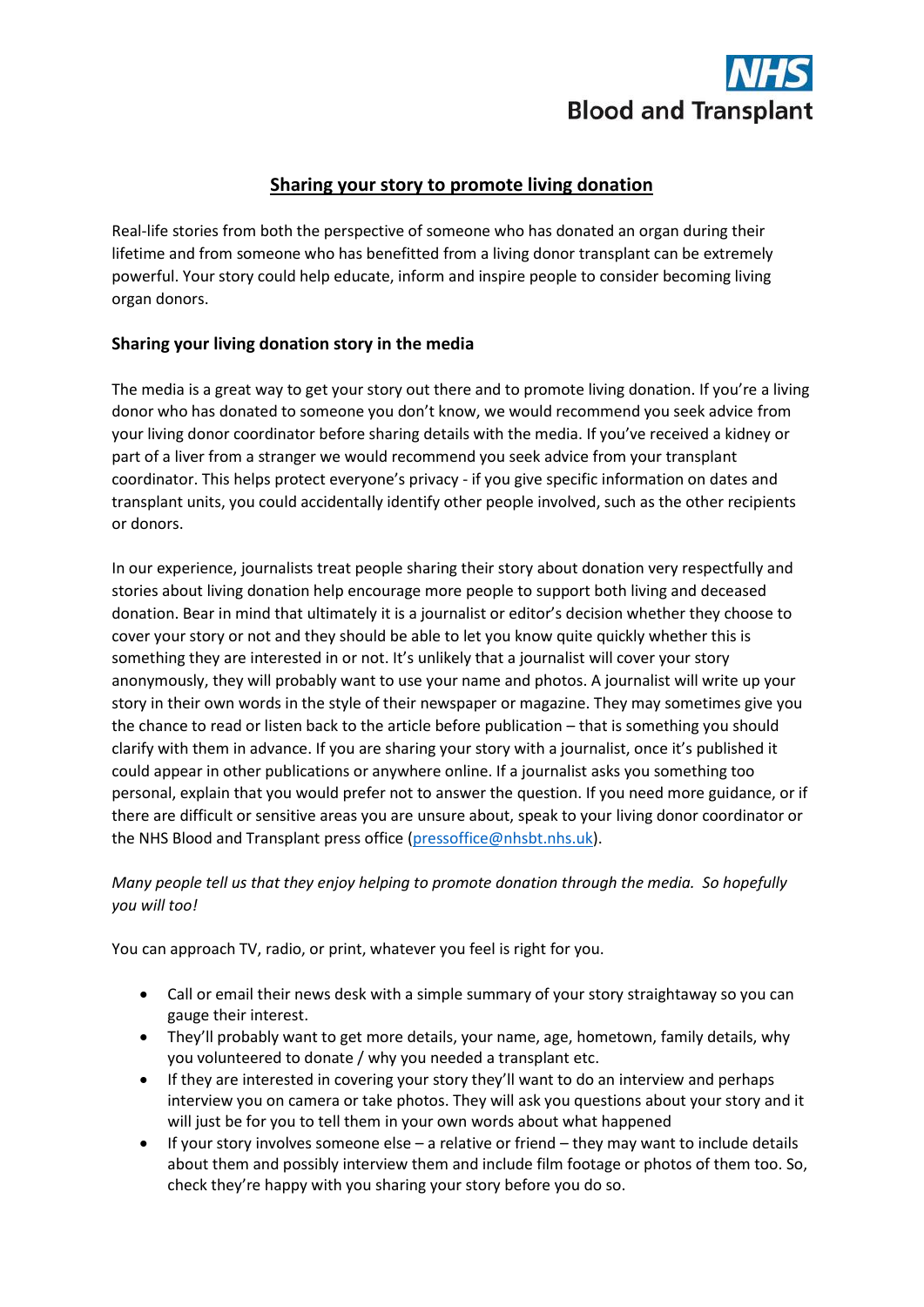NHS
Blood and Transplant

# Sharing your story to promote living donation

Real-life stories from both the perspective of someone who has donated an organ during their lifetime and from someone who has benefitted from a living donor transplant can be extremely powerful. Your story could help educate, inform and inspire people to consider becoming living organ donors.

## Sharing your living donation story in the media

The media is a great way to get your story out there and to promote living donation. If you're a living donor who has donated to someone you don't know, we would recommend you seek advice from your living donor coordinator before sharing details with the media. If you've received a kidney or part of a liver from a stranger we would recommend you seek advice from your transplant coordinator. This helps protect everyone's privacy - if you give specific information on dates and transplant units, you could accidentally identify other people involved, such as the other recipients or donors.

In our experience, journalists treat people sharing their story about donation very respectfully and stories about living donation help encourage more people to support both living and deceased donation. Bear in mind that ultimately it is a journalist or editor's decision whether they choose to cover your story or not and they should be able to let you know quite quickly whether this is something they are interested in or not. It's unlikely that a journalist will cover your story anonymously, they will probably want to use your name and photos. A journalist will write up your story in their own words in the style of their newspaper or magazine. They may sometimes give you the chance to read or listen back to the article before publication – that is something you should clarify with them in advance. If you are sharing your story with a journalist, once it's published it could appear in other publications or anywhere online. If a journalist asks you something too personal, explain that you would prefer not to answer the question. If you need more guidance, or if there are difficult or sensitive areas you are unsure about, speak to your living donor coordinator or the NHS Blood and Transplant press office (pressoffice@nhsbt.nhs.uk).

*Many people tell us that they enjoy helping to promote donation through the media. So hopefully you will too!*

You can approach TV, radio, or print, whatever you feel is right for you.

- Call or email their news desk with a simple summary of your story straightaway so you can gauge their interest.
- They'll probably want to get more details, your name, age, hometown, family details, why you volunteered to donate / why you needed a transplant etc.
- If they are interested in covering your story they'll want to do an interview and perhaps interview you on camera or take photos. They will ask you questions about your story and it will just be for you to tell them in your own words about what happened
- If your story involves someone else – a relative or friend – they may want to include details about them and possibly interview them and include film footage or photos of them too. So, check they're happy with you sharing your story before you do so.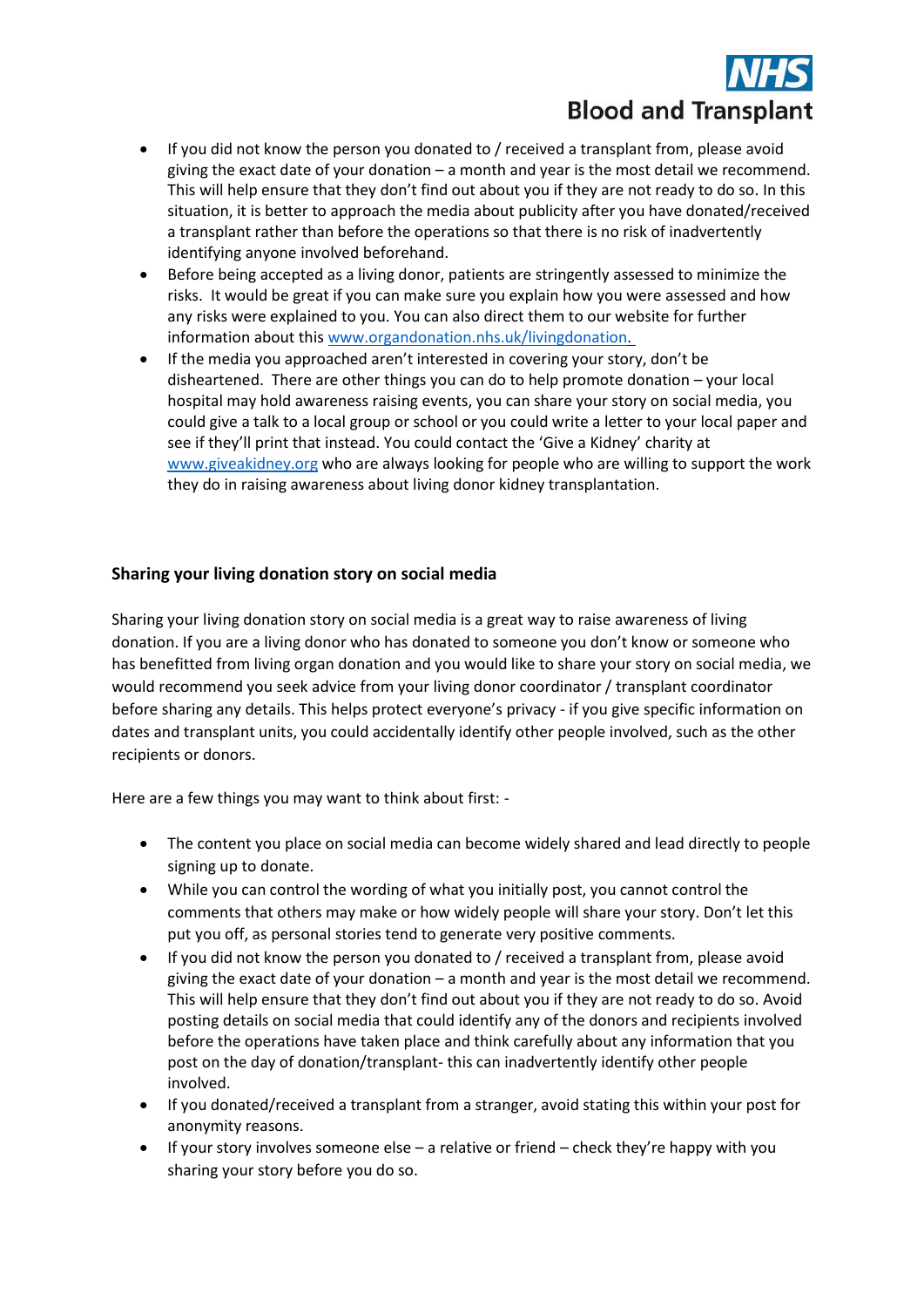- If you did not know the person you donated to / received a transplant from, please avoid giving the exact date of your donation – a month and year is the most detail we recommend. This will help ensure that they don't find out about you if they are not ready to do so. In this situation, it is better to approach the media about publicity after you have donated/received a transplant rather than before the operations so that there is no risk of inadvertently identifying anyone involved beforehand.
- Before being accepted as a living donor, patients are stringently assessed to minimize the risks. It would be great if you can make sure you explain how you were assessed and how any risks were explained to you. You can also direct them to our website for further information about this [www.organdonation.nhs.uk/livingdonation.](www.organdonation.nhs.uk/livingdonation)
- If the media you approached aren't interested in covering your story, don't be disheartened. There are other things you can do to help promote donation – your local hospital may hold awareness raising events, you can share your story on social media, you could give a talk to a local group or school or you could write a letter to your local paper and see if they'll print that instead. You could contact the 'Give a Kidney' charity at [www.giveakidney.org](www.giveakidney.org) who are always looking for people who are willing to support the work they do in raising awareness about living donor kidney transplantation.

### Sharing your living donation story on social media

Sharing your living donation story on social media is a great way to raise awareness of living donation. If you are a living donor who has donated to someone you don't know or someone who has benefitted from living organ donation and you would like to share your story on social media, we would recommend you seek advice from your living donor coordinator / transplant coordinator before sharing any details. This helps protect everyone's privacy - if you give specific information on dates and transplant units, you could accidentally identify other people involved, such as the other recipients or donors.

Here are a few things you may want to think about first: -

- The content you place on social media can become widely shared and lead directly to people signing up to donate.
- While you can control the wording of what you initially post, you cannot control the comments that others may make or how widely people will share your story. Don't let this put you off, as personal stories tend to generate very positive comments.
- If you did not know the person you donated to / received a transplant from, please avoid giving the exact date of your donation – a month and year is the most detail we recommend. This will help ensure that they don't find out about you if they are not ready to do so. Avoid posting details on social media that could identify any of the donors and recipients involved before the operations have taken place and think carefully about any information that you post on the day of donation/transplant- this can inadvertently identify other people involved.
- If you donated/received a transplant from a stranger, avoid stating this within your post for anonymity reasons.
- If your story involves someone else – a relative or friend – check they're happy with you sharing your story before you do so.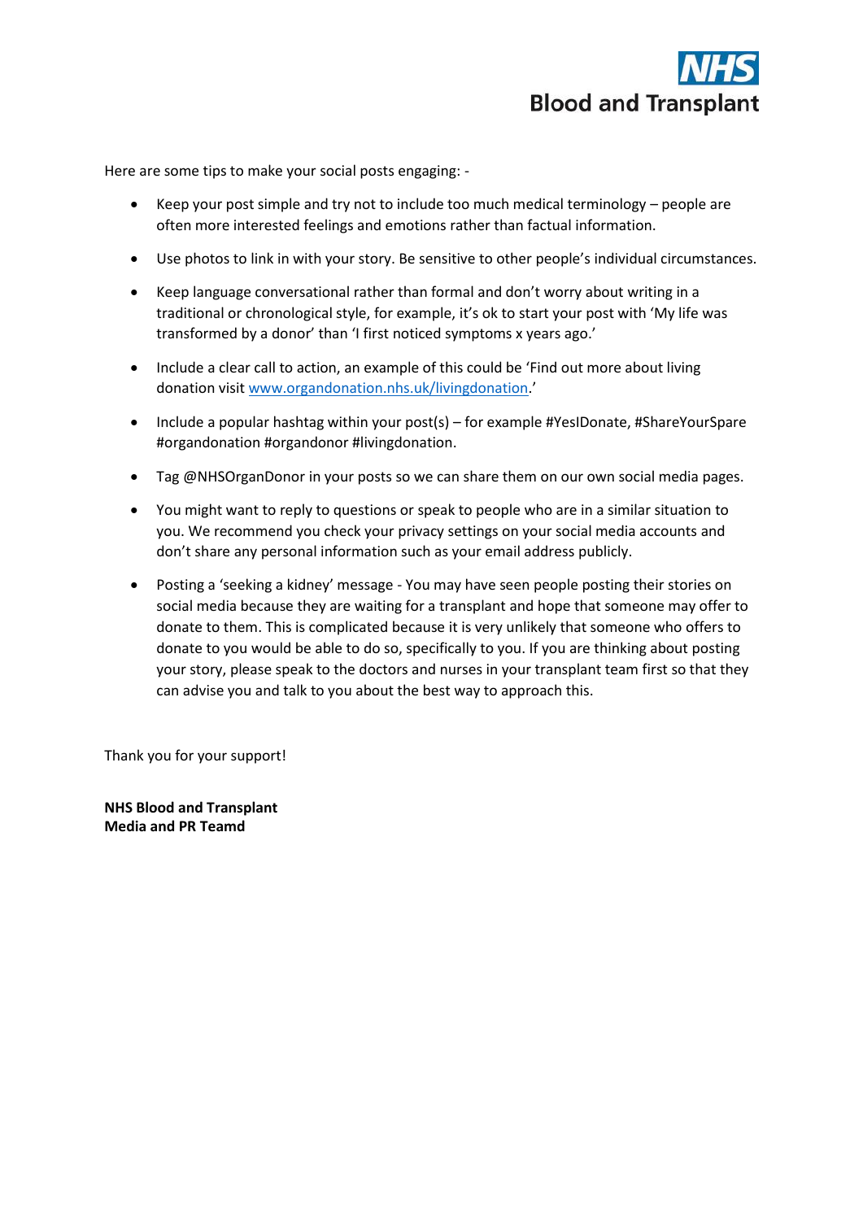Here are some tips to make your social posts engaging: -

- Keep your post simple and try not to include too much medical terminology – people are often more interested feelings and emotions rather than factual information.
- Use photos to link in with your story. Be sensitive to other people's individual circumstances.
- Keep language conversational rather than formal and don't worry about writing in a traditional or chronological style, for example, it's ok to start your post with 'My life was transformed by a donor' than 'I first noticed symptoms x years ago.'
- Include a clear call to action, an example of this could be 'Find out more about living donation visit [www.organdonation.nhs.uk/livingdonation](http://www.organdonation.nhs.uk/livingdonation).'
- Include a popular hashtag within your post(s) – for example #YesIDonate, #ShareYourSpare #organdonation #organdonor #livingdonation.
- Tag @NHSOrganDonor in your posts so we can share them on our own social media pages.
- You might want to reply to questions or speak to people who are in a similar situation to you. We recommend you check your privacy settings on your social media accounts and don't share any personal information such as your email address publicly.
- Posting a 'seeking a kidney' message - You may have seen people posting their stories on social media because they are waiting for a transplant and hope that someone may offer to donate to them. This is complicated because it is very unlikely that someone who offers to donate to you would be able to do so, specifically to you. If you are thinking about posting your story, please speak to the doctors and nurses in your transplant team first so that they can advise you and talk to you about the best way to approach this.

Thank you for your support!

**NHS Blood and Transplant**
**Media and PR Teamd**